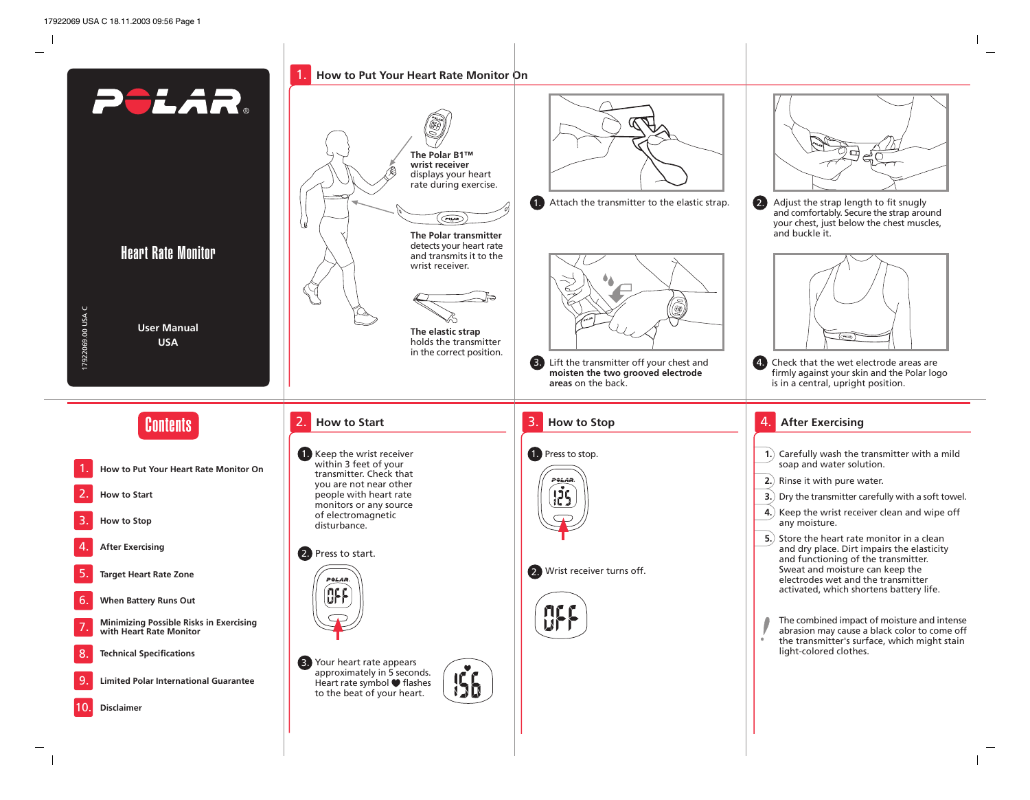# POLAR®

## Heart Rate Monitor

**User Manual**
**USA**

17922069.00 USA C

## Contents

1. How to Put Your Heart Rate Monitor On
2. How to Start
3. How to Stop
4. After Exercising
5. Target Heart Rate Zone
6. When Battery Runs Out
7. Minimizing Possible Risks in Exercising with Heart Rate Monitor
8. Technical Specifications
9. Limited Polar International Guarantee
10. Disclaimer

## 1. How to Put Your Heart Rate Monitor On

**The Polar B1™ wrist receiver** displays your heart rate during exercise.

**The Polar transmitter** detects your heart rate and transmits it to the wrist receiver.

**The elastic strap** holds the transmitter in the correct position.

1. Attach the transmitter to the elastic strap.
2. Adjust the strap length to fit snugly and comfortably. Secure the strap around your chest, just below the chest muscles, and buckle it.
3. Lift the transmitter off your chest and **moisten the two grooved electrode areas** on the back.
4. Check that the wet electrode areas are firmly against your skin and the Polar logo is in a central, upright position.

## 2. How to Start

1. Keep the wrist receiver within 3 feet of your transmitter. Check that you are not near other people with heart rate monitors or any source of electromagnetic disturbance.
2. Press to start.
3. Your heart rate appears approximately in 5 seconds. Heart rate symbol ♥ flashes to the beat of your heart.

## 3. How to Stop

1. Press to stop.
2. Wrist receiver turns off.

## 4. After Exercising

1. Carefully wash the transmitter with a mild soap and water solution.
2. Rinse it with pure water.
3. Dry the transmitter carefully with a soft towel.
4. Keep the wrist receiver clean and wipe off any moisture.
5. Store the heart rate monitor in a clean and dry place. Dirt impairs the elasticity and functioning of the transmitter. Sweat and moisture can keep the electrodes wet and the transmitter activated, which shortens battery life.

! The combined impact of moisture and intense abrasion may cause a black color to come off the transmitter's surface, which might stain light-colored clothes.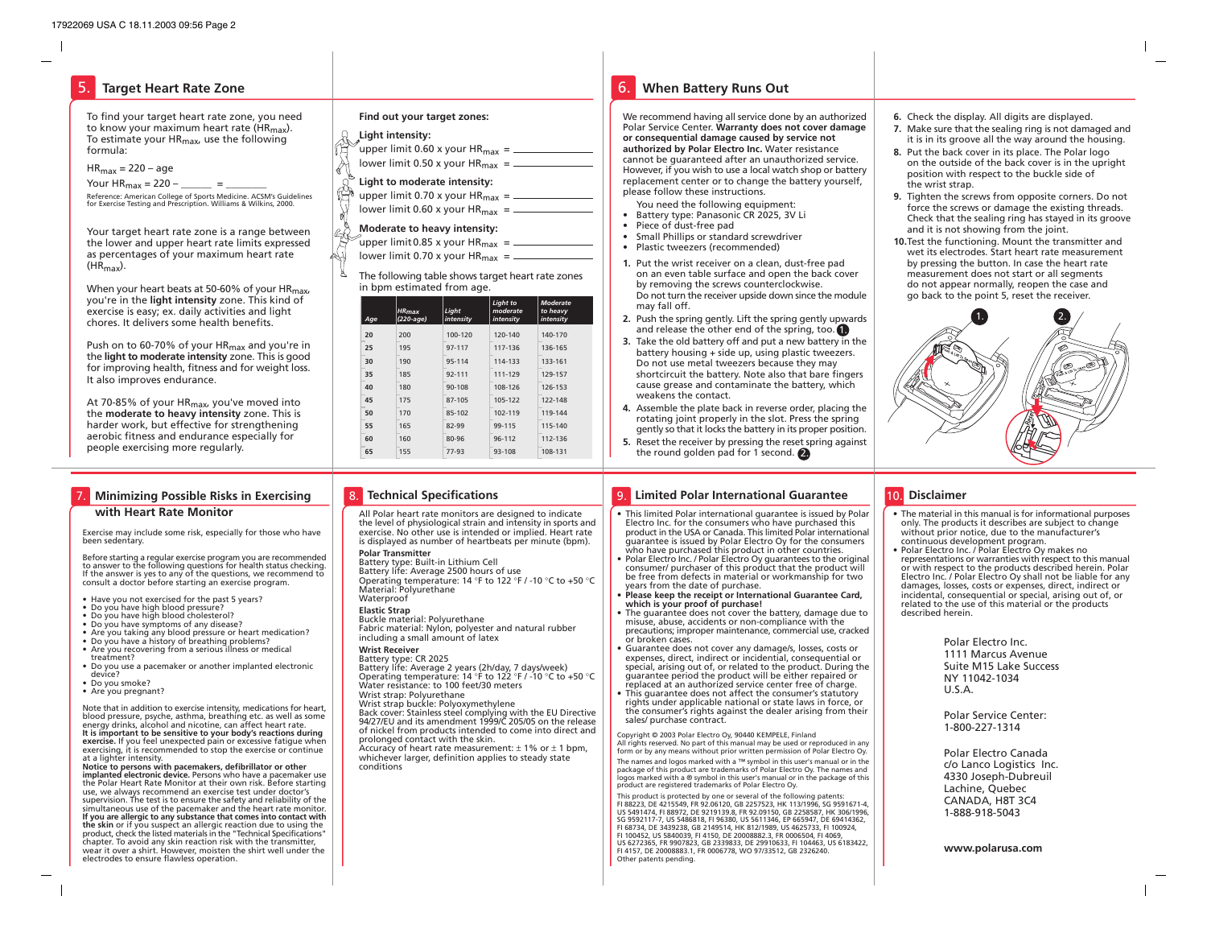## 5. Target Heart Rate Zone

To find your target heart rate zone, you need to know your maximum heart rate ($HR_{max}$). To estimate your $HR_{max}$, use the following formula:

$HR_{max}$ = 220 – age

Your $HR_{max}$ = 220 – ______ = ________

Reference: American College of Sports Medicine. ACSM's Guidelines for Exercise Testing and Prescription. Williams & Wilkins, 2000.

Your target heart rate zone is a range between the lower and upper heart rate limits expressed as percentages of your maximum heart rate ($HR_{max}$).

When your heart beats at 50-60% of your $HR_{max}$, you're in the **light intensity** zone. This kind of exercise is easy; ex. daily activities and light chores. It delivers some health benefits.

Push on to 60-70% of your $HR_{max}$ and you're in the **light to moderate intensity** zone. This is good for improving health, fitness and for weight loss. It also improves endurance.

At 70-85% of your $HR_{max}$, you've moved into the **moderate to heavy intensity** zone. This is harder work, but effective for strengthening aerobic fitness and endurance especially for people exercising more regularly.

**Find out your target zones:**

**Light intensity:**
upper limit 0.60 x your $HR_{max}$ = ____________
lower limit 0.50 x your $HR_{max}$ = ____________

**Light to moderate intensity:**
upper limit 0.70 x your $HR_{max}$ = ____________
lower limit 0.60 x your $HR_{max}$ = ____________

**Moderate to heavy intensity:**
upper limit 0.85 x your $HR_{max}$ = ____________
lower limit 0.70 x your $HR_{max}$ = ____________

The following table shows target heart rate zones in bpm estimated from age.

| Age | $HR_{max}$ (220-age) | Light intensity | Light to moderate intensity | Moderate to heavy intensity |
|---|---|---|---|---|
| 20 | 200 | 100-120 | 120-140 | 140-170 |
| 25 | 195 | 97-117 | 117-136 | 136-165 |
| 30 | 190 | 95-114 | 114-133 | 133-161 |
| 35 | 185 | 92-111 | 111-129 | 129-157 |
| 40 | 180 | 90-108 | 108-126 | 126-153 |
| 45 | 175 | 87-105 | 105-122 | 122-148 |
| 50 | 170 | 85-102 | 102-119 | 119-144 |
| 55 | 165 | 82-99 | 99-115 | 115-140 |
| 60 | 160 | 80-96 | 96-112 | 112-136 |
| 65 | 155 | 77-93 | 93-108 | 108-131 |

## 6. When Battery Runs Out

We recommend having all service done by an authorized Polar Service Center. **Warranty does not cover damage or consequential damage caused by service not authorized by Polar Electro Inc.** Water resistance cannot be guaranteed after an unauthorized service. However, if you wish to use a local watch shop or battery replacement center or to change the battery yourself, please follow these instructions.

You need the following equipment:
- Battery type: Panasonic CR 2025, 3V Li
- Piece of dust-free pad
- Small Phillips or standard screwdriver
- Plastic tweezers (recommended)

1. Put the wrist receiver on a clean, dust-free pad on an even table surface and open the back cover by removing the screws counterclockwise. Do not turn the receiver upside down since the module may fall off.
2. Push the spring gently. Lift the spring gently upwards and release the other end of the spring, too. (1)
3. Take the old battery off and put a new battery in the battery housing + side up, using plastic tweezers. Do not use metal tweezers because they may shortcircuit the battery. Note also that bare fingers cause grease and contaminate the battery, which weakens the contact.
4. Assemble the plate back in reverse order, placing the rotating joint properly in the slot. Press the spring gently so that it locks the battery in its proper position.
5. Reset the receiver by pressing the reset spring against the round golden pad for 1 second. (2)
6. Check the display. All digits are displayed.
7. Make sure that the sealing ring is not damaged and it is in its groove all the way around the housing.
8. Put the back cover in its place. The Polar logo on the outside of the back cover is in the upright position with respect to the buckle side of the wrist strap.
9. Tighten the screws from opposite corners. Do not force the screws or damage the existing threads. Check that the sealing ring has stayed in its groove and it is not showing from the joint.
10. Test the functioning. Mount the transmitter and wet its electrodes. Start heart rate measurement by pressing the button. In case the heart rate measurement does not start or all segments do not appear normally, reopen the case and go back to the point 5, reset the receiver.

1. 2.

## 7. Minimizing Possible Risks in Exercising with Heart Rate Monitor

Exercise may include some risk, especially for those who have been sedentary.

Before starting a regular exercise program you are recommended to answer to the following questions for health status checking. If the answer is yes to any of the questions, we recommend to consult a doctor before starting an exercise program.

- Have you not exercised for the past 5 years?
- Do you have high blood pressure?
- Do you have high blood cholesterol?
- Do you have symptoms of any disease?
- Are you taking any blood pressure or heart medication?
- Do you have a history of breathing problems?
- Are you recovering from a serious illness or medical treatment?
- Do you use a pacemaker or another implanted electronic device?
- Do you smoke?
- Are you pregnant?

Note that in addition to exercise intensity, medications for heart, blood pressure, psyche, asthma, breathing etc. as well as some energy drinks, alcohol and nicotine, can affect heart rate.
**It is important to be sensitive to your body's reactions during exercise.** If you feel unexpected pain or excessive fatigue when exercising, it is recommended to stop the exercise or continue at a lighter intensity.
**Notice to persons with pacemakers, defibrillator or other implanted electronic device.** Persons who have a pacemaker use the Polar Heart Rate Monitor at their own risk. Before starting use, we always recommend an exercise test under doctor's supervision. The test is to ensure the safety and reliability of the simultaneous use of the pacemaker and the heart rate monitor.
**If you are allergic to any substance that comes into contact with the skin** or if you suspect an allergic reaction due to using the product, check the listed materials in the "Technical Specifications" chapter. To avoid any skin reaction risk with the transmitter, wear it over a shirt. However, moisten the shirt well under the electrodes to ensure flawless operation.

## 8. Technical Specifications

All Polar heart rate monitors are designed to indicate the level of physiological strain and intensity in sports and exercise. No other use is intended or implied. Heart rate is displayed as number of heartbeats per minute (bpm).

**Polar Transmitter**
Battery type: Built-in Lithium Cell
Battery life: Average 2500 hours of use
Operating temperature: 14 °F to 122 °F / -10 °C to +50 °C
Material: Polyurethane
Waterproof

**Elastic Strap**
Buckle material: Polyurethane
Fabric material: Nylon, polyester and natural rubber including a small amount of latex

**Wrist Receiver**
Battery type: CR 2025
Battery life: Average 2 years (2h/day, 7 days/week)
Operating temperature: 14 °F to 122 °F / -10 °C to +50 °C
Water resistance: to 100 feet/30 meters
Wrist strap: Polyurethane
Wrist strap buckle: Polyoxymethylene
Back cover: Stainless steel complying with the EU Directive 94/27/EU and its amendment 1999/C 205/05 on the release of nickel from products intended to come into direct and prolonged contact with the skin.
Accuracy of heart rate measurement: ± 1% or ± 1 bpm, whichever larger, definition applies to steady state conditions

## 9. Limited Polar International Guarantee

- This limited Polar international guarantee is issued by Polar Electro Inc. for the consumers who have purchased this product in the USA or Canada. This limited Polar international guarantee is issued by Polar Electro Oy for the consumers who have purchased this product in other countries.
- Polar Electro Inc. / Polar Electro Oy guarantees to the original consumer/ purchaser of this product that the product will be free from defects in material or workmanship for two years from the date of purchase.
- **Please keep the receipt or International Guarantee Card, which is your proof of purchase!**
- The guarantee does not cover the battery, damage due to misuse, abuse, accidents or non-compliance with the precautions; improper maintenance, commercial use, cracked or broken cases.
- Guarantee does not cover any damage/s, losses, costs or expenses, direct, indirect or incidential, consequential or special, arising out of, or related to the product. During the guarantee period the product will be either repaired or replaced at an authorized service center free of charge.
- This guarantee does not affect the consumer's statutory rights under applicable national or state laws in force, or the consumer's rights against the dealer arising from their sales/ purchase contract.

Copyright © 2003 Polar Electro Oy, 90440 KEMPELE, Finland
All rights reserved. No part of this manual may be used or reproduced in any form or by any means without prior written permission of Polar Electro Oy.

The names and logos marked with a ™ symbol in this user's manual or in the package of this product are trademarks of Polar Electro Oy. The names and logos marked with a ® symbol in this user's manual or in the package of this product are registered trademarks of Polar Electro Oy.

This product is protected by one or several of the following patents:
FI 88223, DE 4215549, FR 92.06120, GB 2257523, HK 113/1996, SG 9591671-4, US 5491474, FI 88972, DE 9219139.8, FR 92.09150, GB 2271646, HK 306/1996, SG 9592117-7, US 5486818, FI 96380, US 5611346, EP 665947, DE 69414362, FI 68734, DE 3439238, GB 2149514, HK 812/1989, US 4625733, FI 100924, FI 100452, US 5840039, FI 4150, DE 20008882.3, FR 0006504, FI 4069, US 6272365, FR 9907823, GB 2339833, DE 29910633, FI 104463, US 6183422, FI 4157, DE 20008883.1, FR 0006778, WO 97/33512, GB 2326240.
Other patents pending.

## 10. Disclaimer

- The material in this manual is for informational purposes only. The products it describes are subject to change without prior notice, due to the manufacturer's continuous development program.
- Polar Electro Inc. / Polar Electro Oy makes no representations or warranties with respect to this manual or with respect to the products described herein. Polar Electro Inc. / Polar Electro Oy shall not be liable for any damages, losses, costs or expenses, direct, indirect or incidental, consequential or special, arising out of, or related to the use of this material or the products described herein.

Polar Electro Inc.
1111 Marcus Avenue
Suite M15 Lake Success
NY 11042-1034
U.S.A.

Polar Service Center:
1-800-227-1314

Polar Electro Canada
c/o Lanco Logistics Inc.
4330 Joseph-Dubreuil
Lachine, Quebec
CANADA, H8T 3C4
1-888-918-5043

**www.polarusa.com**